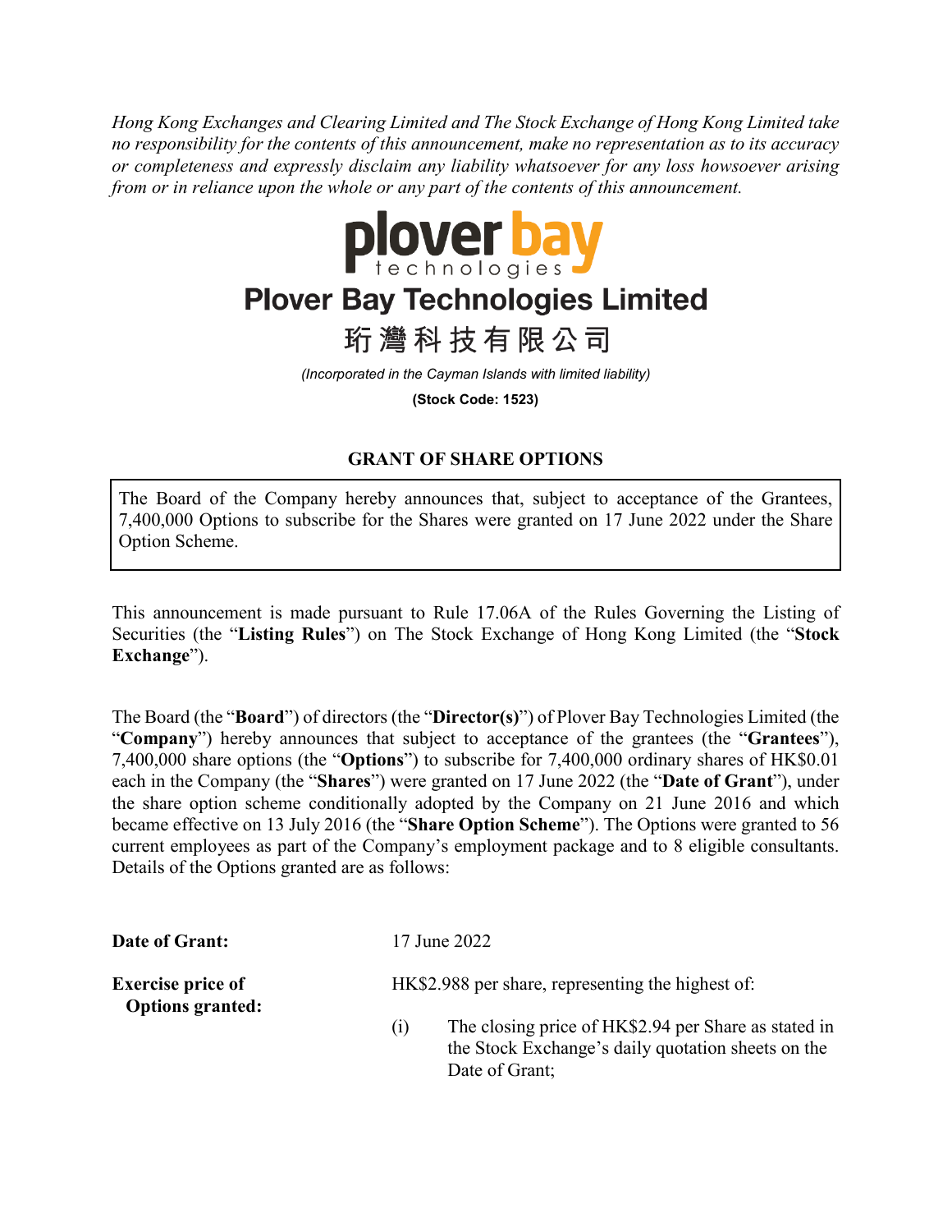*Hong Kong Exchanges and Clearing Limited and The Stock Exchange of Hong Kong Limited take no responsibility for the contents of this announcement, make no representation as to its accuracy or completeness and expressly disclaim any liability whatsoever for any loss howsoever arising from or in reliance upon the whole or any part of the contents of this announcement.*

plover bay technologies

# Plover Bay Technologies Limited

# 珩灣科技有限公司

*(Incorporated in the Cayman Islands with limited liability)*

**(Stock Code: 1523)**

## GRANT OF SHARE OPTIONS

The Board of the Company hereby announces that, subject to acceptance of the Grantees, 7,400,000 Options to subscribe for the Shares were granted on 17 June 2022 under the Share Option Scheme.

This announcement is made pursuant to Rule 17.06A of the Rules Governing the Listing of Securities (the "**Listing Rules**") on The Stock Exchange of Hong Kong Limited (the "**Stock Exchange**").

The Board (the "**Board**") of directors (the "**Director(s)**") of Plover Bay Technologies Limited (the "**Company**") hereby announces that subject to acceptance of the grantees (the "**Grantees**"), 7,400,000 share options (the "**Options**") to subscribe for 7,400,000 ordinary shares of HK$0.01 each in the Company (the "**Shares**") were granted on 17 June 2022 (the "**Date of Grant**"), under the share option scheme conditionally adopted by the Company on 21 June 2016 and which became effective on 13 July 2016 (the "**Share Option Scheme**"). The Options were granted to 56 current employees as part of the Company's employment package and to 8 eligible consultants. Details of the Options granted are as follows:

**Date of Grant:** 17 June 2022

**Exercise price of Options granted:** HK$2.988 per share, representing the highest of:

(i) The closing price of HK$2.94 per Share as stated in the Stock Exchange's daily quotation sheets on the Date of Grant;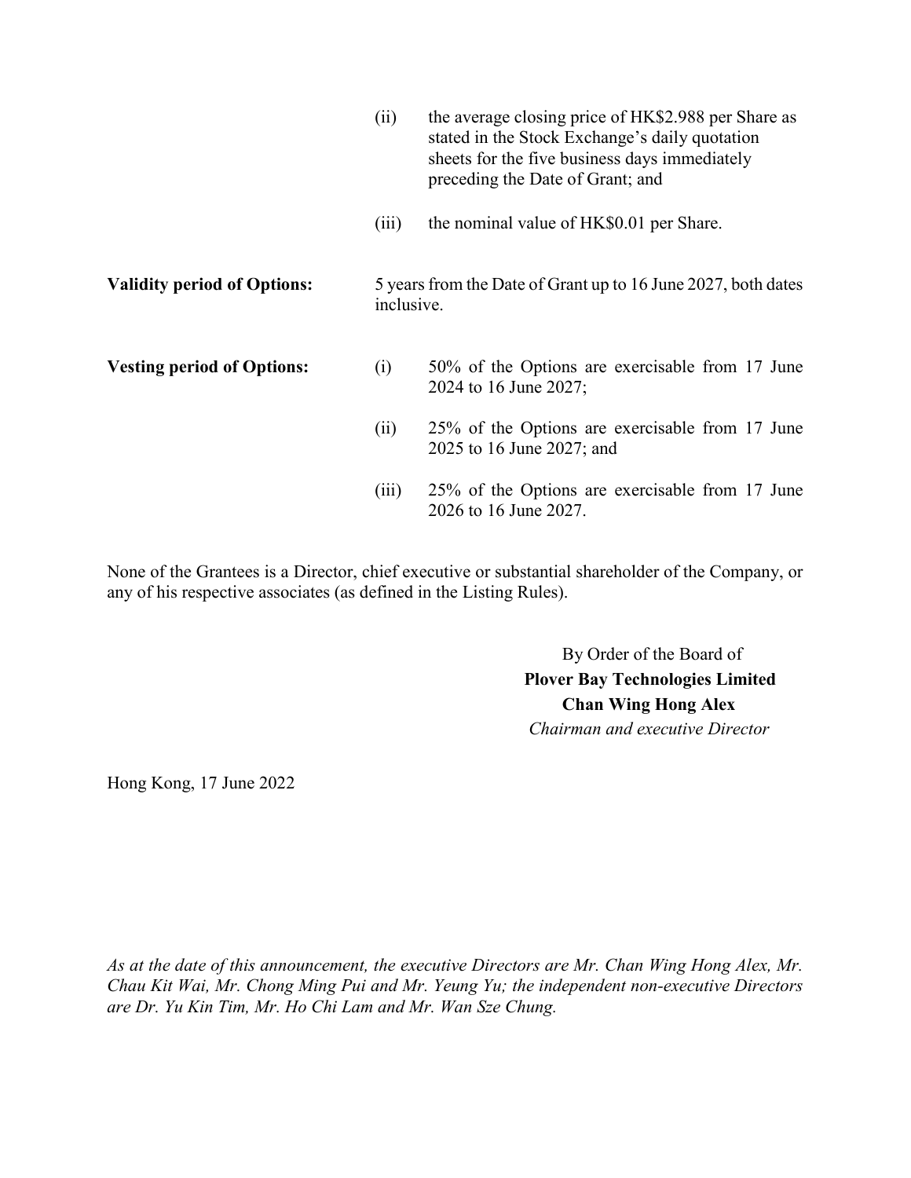(ii) the average closing price of HK$2.988 per Share as stated in the Stock Exchange's daily quotation sheets for the five business days immediately preceding the Date of Grant; and

(iii) the nominal value of HK$0.01 per Share.

**Validity period of Options:** 5 years from the Date of Grant up to 16 June 2027, both dates inclusive.

**Vesting period of Options:**

(i) 50% of the Options are exercisable from 17 June 2024 to 16 June 2027;

(ii) 25% of the Options are exercisable from 17 June 2025 to 16 June 2027; and

(iii) 25% of the Options are exercisable from 17 June 2026 to 16 June 2027.

None of the Grantees is a Director, chief executive or substantial shareholder of the Company, or any of his respective associates (as defined in the Listing Rules).

By Order of the Board of
**Plover Bay Technologies Limited**
**Chan Wing Hong Alex**
*Chairman and executive Director*

Hong Kong, 17 June 2022

*As at the date of this announcement, the executive Directors are Mr. Chan Wing Hong Alex, Mr. Chau Kit Wai, Mr. Chong Ming Pui and Mr. Yeung Yu; the independent non-executive Directors are Dr. Yu Kin Tim, Mr. Ho Chi Lam and Mr. Wan Sze Chung.*